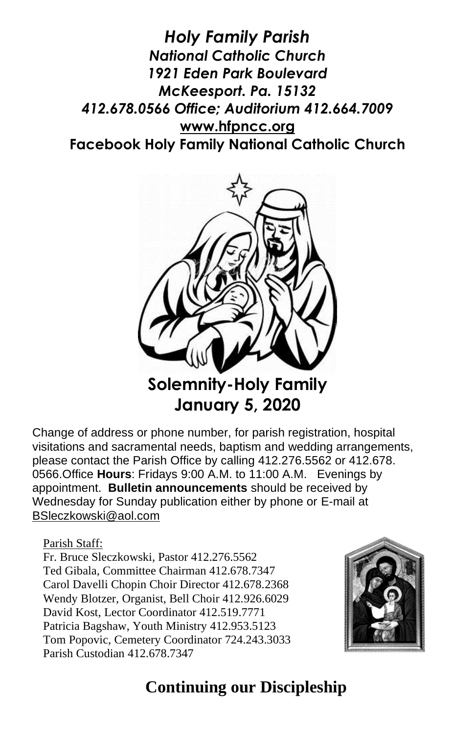***Holy Family Parish***
***National Catholic Church***
***1921 Eden Park Boulevard***
***McKeesport. Pa. 15132***
***412.678.0566 Office; Auditorium 412.664.7009***
**www.hfpncc.org**
**Facebook Holy Family National Catholic Church**

# Solemnity-Holy Family
# January 5, 2020

Change of address or phone number, for parish registration, hospital visitations and sacramental needs, baptism and wedding arrangements, please contact the Parish Office by calling 412.276.5562 or 412.678. 0566.Office **Hours**: Fridays 9:00 A.M. to 11:00 A.M. Evenings by appointment. **Bulletin announcements** should be received by Wednesday for Sunday publication either by phone or E-mail at BSleczkowski@aol.com

Parish Staff:
Fr. Bruce Sleczkowski, Pastor 412.276.5562
Ted Gibala, Committee Chairman 412.678.7347
Carol Davelli Chopin Choir Director 412.678.2368
Wendy Blotzer, Organist, Bell Choir 412.926.6029
David Kost, Lector Coordinator 412.519.7771
Patricia Bagshaw, Youth Ministry 412.953.5123
Tom Popovic, Cemetery Coordinator 724.243.3033
Parish Custodian 412.678.7347

## Continuing our Discipleship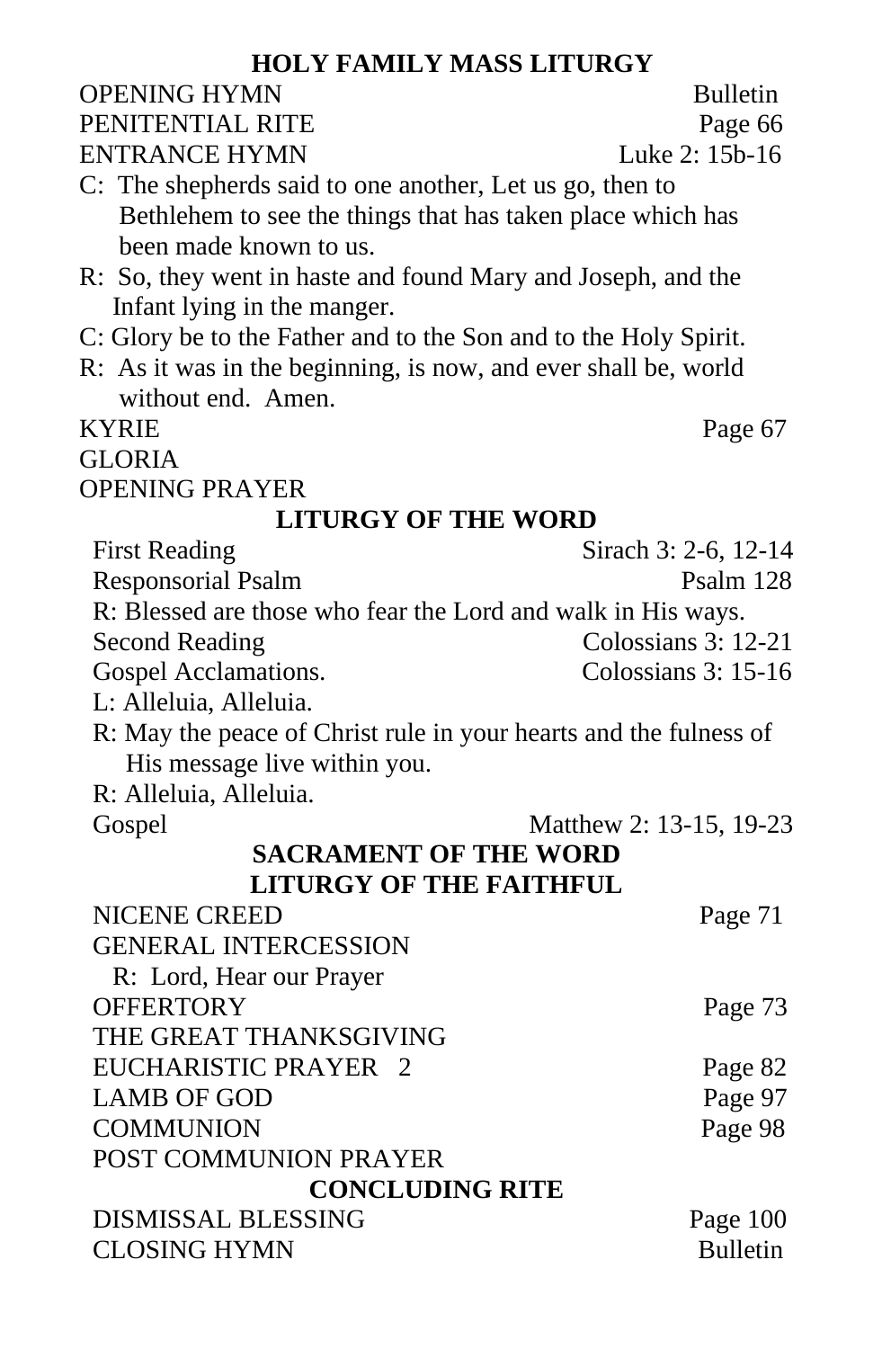# HOLY FAMILY MASS LITURGY

OPENING HYMN — Bulletin

PENITENTIAL RITE — Page 66

ENTRANCE HYMN — Luke 2: 15b-16

C: The shepherds said to one another, Let us go, then to Bethlehem to see the things that has taken place which has been made known to us.

R: So, they went in haste and found Mary and Joseph, and the Infant lying in the manger.

C: Glory be to the Father and to the Son and to the Holy Spirit.

R: As it was in the beginning, is now, and ever shall be, world without end. Amen.

KYRIE — Page 67

GLORIA

OPENING PRAYER

## LITURGY OF THE WORD

First Reading — Sirach 3: 2-6, 12-14

Responsorial Psalm — Psalm 128

R: Blessed are those who fear the Lord and walk in His ways.

Second Reading — Colossians 3: 12-21

Gospel Acclamations. — Colossians 3: 15-16

L: Alleluia, Alleluia.

R: May the peace of Christ rule in your hearts and the fulness of His message live within you.

R: Alleluia, Alleluia.

Gospel — Matthew 2: 13-15, 19-23

## SACRAMENT OF THE WORD

## LITURGY OF THE FAITHFUL

NICENE CREED — Page 71

GENERAL INTERCESSION

R: Lord, Hear our Prayer

OFFERTORY — Page 73

THE GREAT THANKSGIVING

EUCHARISTIC PRAYER 2 — Page 82

LAMB OF GOD — Page 97

COMMUNION — Page 98

POST COMMUNION PRAYER

## CONCLUDING RITE

DISMISSAL BLESSING — Page 100

CLOSING HYMN — Bulletin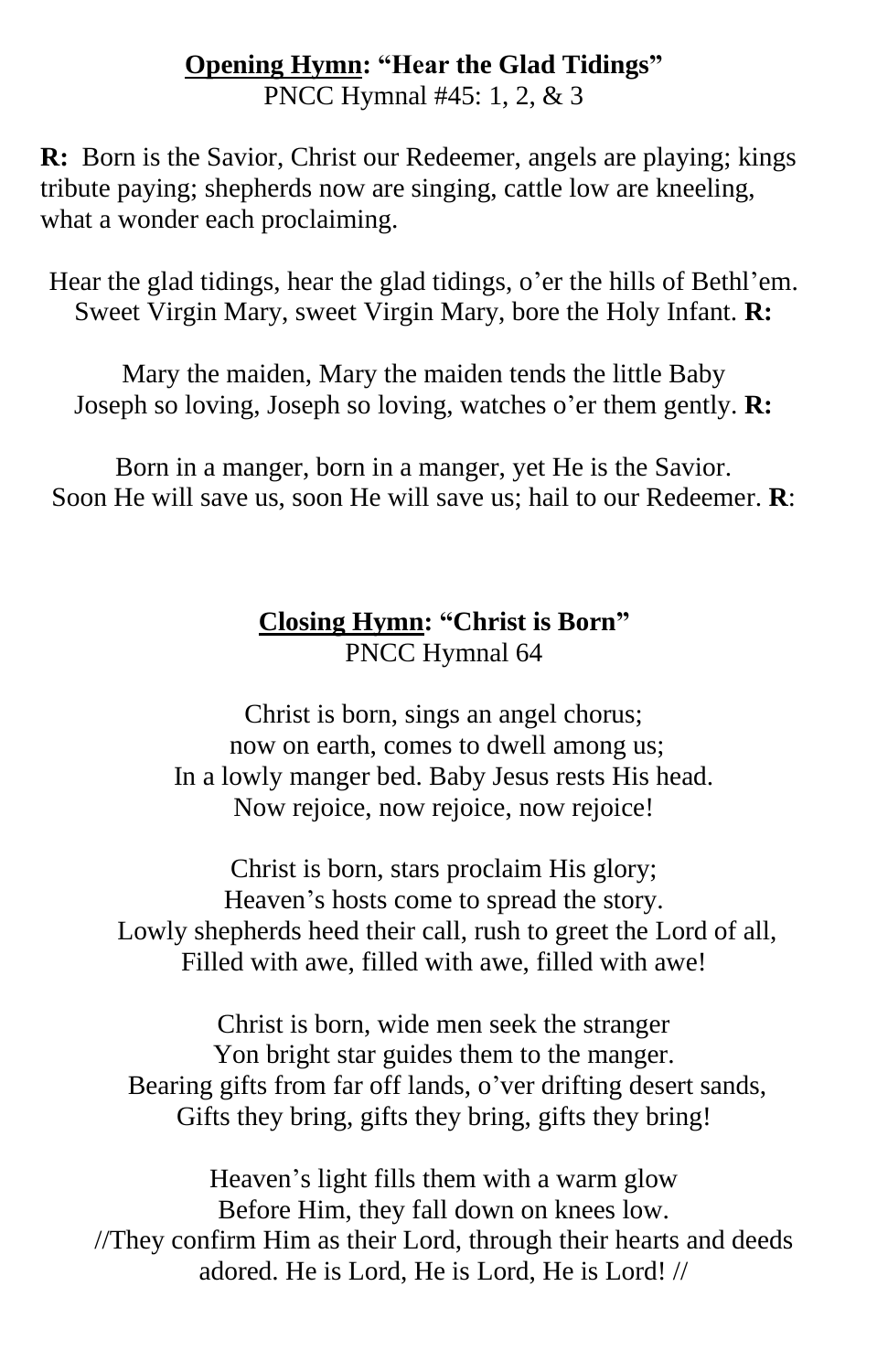**<u>Opening Hymn</u>: "Hear the Glad Tidings"**
PNCC Hymnal #45: 1, 2, & 3

**R:** Born is the Savior, Christ our Redeemer, angels are playing; kings tribute paying; shepherds now are singing, cattle low are kneeling, what a wonder each proclaiming.

Hear the glad tidings, hear the glad tidings, o'er the hills of Bethl'em.
Sweet Virgin Mary, sweet Virgin Mary, bore the Holy Infant. **R:**

Mary the maiden, Mary the maiden tends the little Baby
Joseph so loving, Joseph so loving, watches o'er them gently. **R:**

Born in a manger, born in a manger, yet He is the Savior.
Soon He will save us, soon He will save us; hail to our Redeemer. **R**:

**<u>Closing Hymn</u>: "Christ is Born"**
PNCC Hymnal 64

Christ is born, sings an angel chorus;
now on earth, comes to dwell among us;
In a lowly manger bed. Baby Jesus rests His head.
Now rejoice, now rejoice, now rejoice!

Christ is born, stars proclaim His glory;
Heaven's hosts come to spread the story.
Lowly shepherds heed their call, rush to greet the Lord of all,
Filled with awe, filled with awe, filled with awe!

Christ is born, wide men seek the stranger
Yon bright star guides them to the manger.
Bearing gifts from far off lands, o'ver drifting desert sands,
Gifts they bring, gifts they bring, gifts they bring!

Heaven's light fills them with a warm glow
Before Him, they fall down on knees low.
//They confirm Him as their Lord, through their hearts and deeds adored. He is Lord, He is Lord, He is Lord! //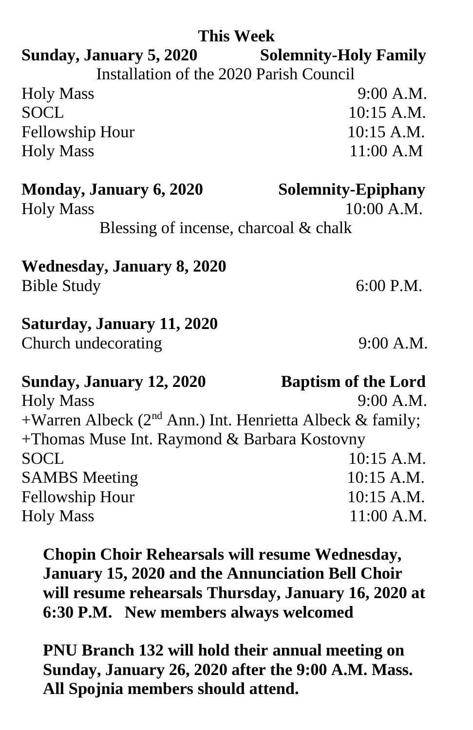## This Week

**Sunday, January 5, 2020** **Solemnity-Holy Family**

Installation of the 2020 Parish Council

Holy Mass 9:00 A.M.
SOCL 10:15 A.M.
Fellowship Hour 10:15 A.M.
Holy Mass 11:00 A.M

**Monday, January 6, 2020** **Solemnity-Epiphany**

Holy Mass 10:00 A.M.

Blessing of incense, charcoal & chalk

**Wednesday, January 8, 2020**

Bible Study 6:00 P.M.

**Saturday, January 11, 2020**

Church undecorating 9:00 A.M.

**Sunday, January 12, 2020** **Baptism of the Lord**

Holy Mass 9:00 A.M.
+Warren Albeck (2nd Ann.) Int. Henrietta Albeck & family;
+Thomas Muse Int. Raymond & Barbara Kostovny
SOCL 10:15 A.M.
SAMBS Meeting 10:15 A.M.
Fellowship Hour 10:15 A.M.
Holy Mass 11:00 A.M.

**Chopin Choir Rehearsals will resume Wednesday, January 15, 2020 and the Annunciation Bell Choir will resume rehearsals Thursday, January 16, 2020 at 6:30 P.M. New members always welcomed**

**PNU Branch 132 will hold their annual meeting on Sunday, January 26, 2020 after the 9:00 A.M. Mass. All Spojnia members should attend.**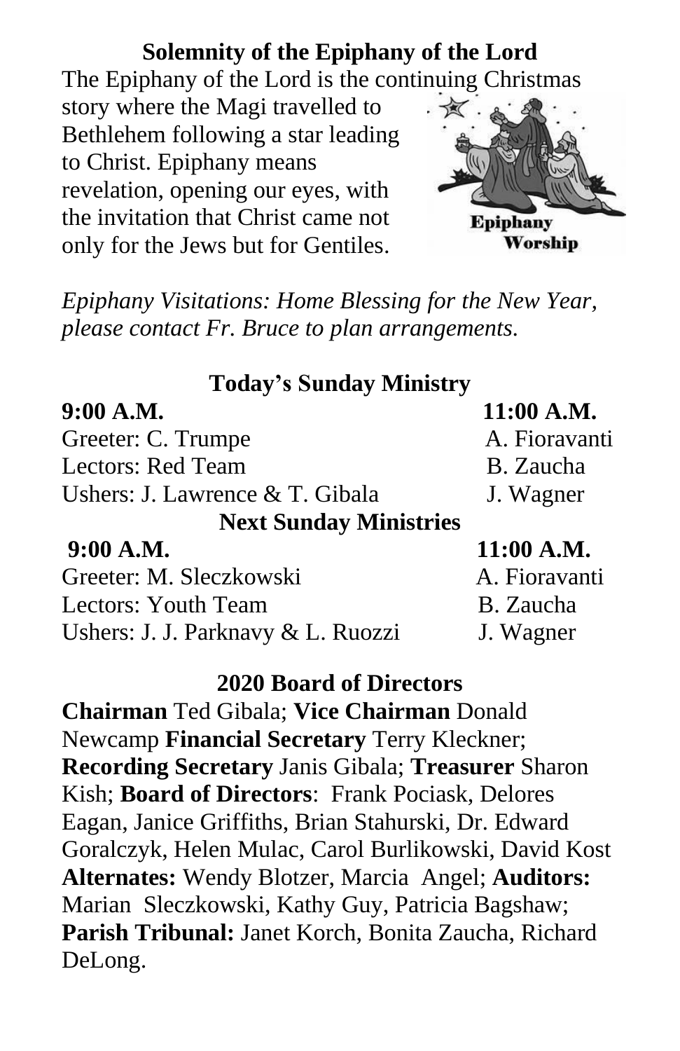## Solemnity of the Epiphany of the Lord

The Epiphany of the Lord is the continuing Christmas story where the Magi travelled to Bethlehem following a star leading to Christ. Epiphany means revelation, opening our eyes, with the invitation that Christ came not only for the Jews but for Gentiles.

*Epiphany Visitations: Home Blessing for the New Year, please contact Fr. Bruce to plan arrangements.*

## Today's Sunday Ministry

| | **9:00 A.M.** | **11:00 A.M.** |
|---|---|---|
| Greeter: | C. Trumpe | A. Fioravanti |
| Lectors: | Red Team | B. Zaucha |
| Ushers: | J. Lawrence & T. Gibala | J. Wagner |

## Next Sunday Ministries

| | **9:00 A.M.** | **11:00 A.M.** |
|---|---|---|
| Greeter: | M. Sleczkowski | A. Fioravanti |
| Lectors: | Youth Team | B. Zaucha |
| Ushers: | J. J. Parknavy & L. Ruozzi | J. Wagner |

## 2020 Board of Directors

**Chairman** Ted Gibala; **Vice Chairman** Donald Newcamp **Financial Secretary** Terry Kleckner; **Recording Secretary** Janis Gibala; **Treasurer** Sharon Kish; **Board of Directors**: Frank Pociask, Delores Eagan, Janice Griffiths, Brian Stahurski, Dr. Edward Goralczyk, Helen Mulac, Carol Burlikowski, David Kost **Alternates:** Wendy Blotzer, Marcia Angel; **Auditors:** Marian Sleczkowski, Kathy Guy, Patricia Bagshaw; **Parish Tribunal:** Janet Korch, Bonita Zaucha, Richard DeLong.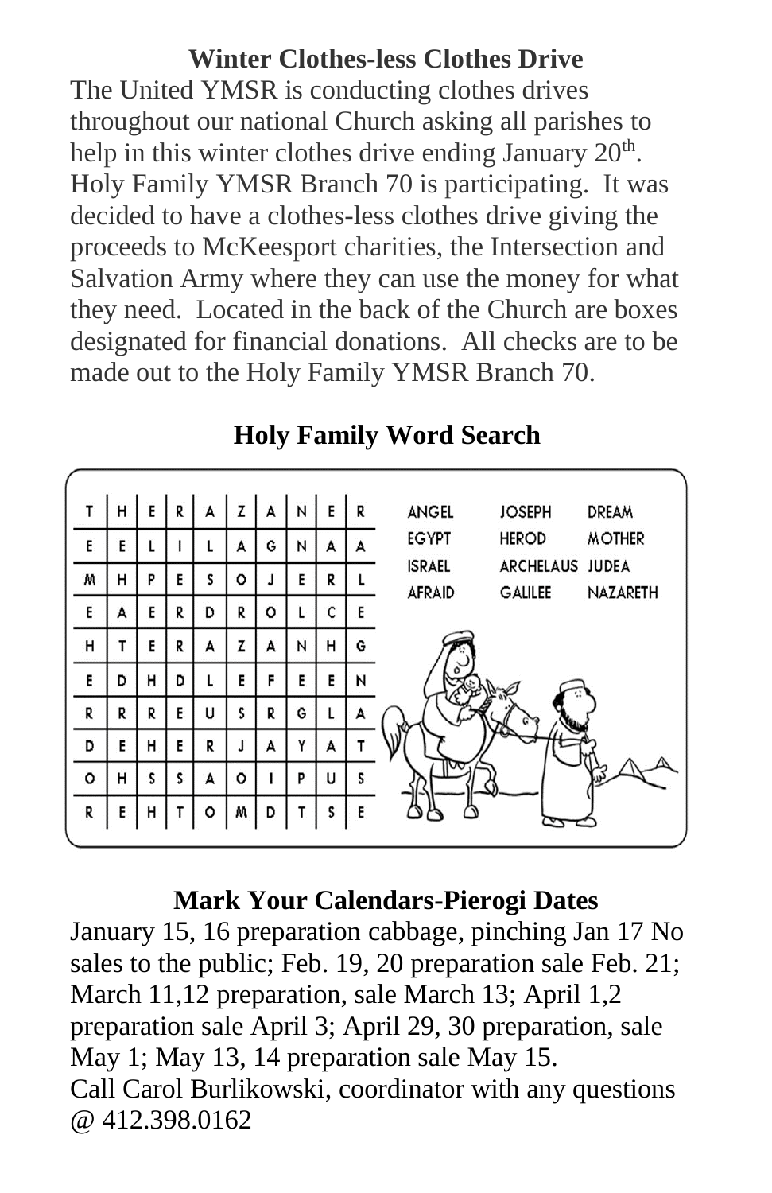### Winter Clothes-less Clothes Drive

The United YMSR is conducting clothes drives throughout our national Church asking all parishes to help in this winter clothes drive ending January 20th. Holy Family YMSR Branch 70 is participating. It was decided to have a clothes-less clothes drive giving the proceeds to McKeesport charities, the Intersection and Salvation Army where they can use the money for what they need. Located in the back of the Church are boxes designated for financial donations. All checks are to be made out to the Holy Family YMSR Branch 70.

### Holy Family Word Search

| | | | | | | | | | |
|---|---|---|---|---|---|---|---|---|---|
| T | H | E | R | A | Z | A | N | E | R |
| E | E | L | I | L | A | G | N | A | A |
| M | H | P | E | S | O | J | E | R | L |
| E | A | E | R | D | R | O | L | C | E |
| H | T | E | R | A | Z | A | N | H | G |
| E | D | H | D | L | E | F | E | E | N |
| R | R | R | E | U | S | R | G | L | A |
| D | E | H | E | R | J | A | Y | A | T |
| O | H | S | S | A | O | I | P | U | S |
| R | E | H | T | O | M | D | T | S | E |

ANGEL, JOSEPH, DREAM, EGYPT, HEROD, MOTHER, ISRAEL, ARCHELAUS, JUDEA, AFRAID, GALILEE, NAZARETH

### Mark Your Calendars-Pierogi Dates

January 15, 16 preparation cabbage, pinching Jan 17 No sales to the public; Feb. 19, 20 preparation sale Feb. 21; March 11,12 preparation, sale March 13; April 1,2 preparation sale April 3; April 29, 30 preparation, sale May 1; May 13, 14 preparation sale May 15.
Call Carol Burlikowski, coordinator with any questions @ 412.398.0162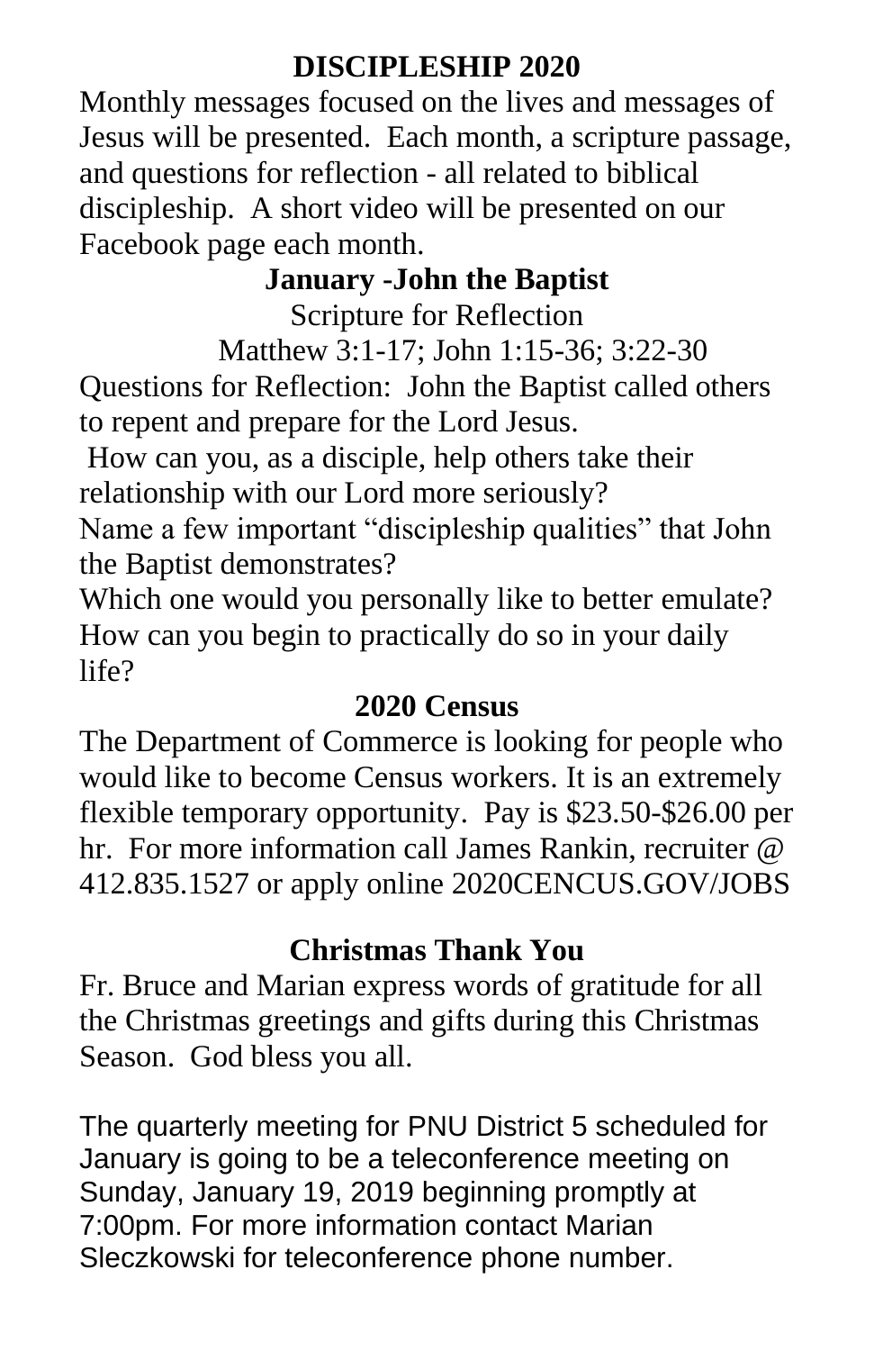## DISCIPLESHIP 2020

Monthly messages focused on the lives and messages of Jesus will be presented. Each month, a scripture passage, and questions for reflection - all related to biblical discipleship. A short video will be presented on our Facebook page each month.

### January -John the Baptist

Scripture for Reflection

Matthew 3:1-17; John 1:15-36; 3:22-30

Questions for Reflection: John the Baptist called others to repent and prepare for the Lord Jesus.

How can you, as a disciple, help others take their relationship with our Lord more seriously?

Name a few important "discipleship qualities" that John the Baptist demonstrates?

Which one would you personally like to better emulate? How can you begin to practically do so in your daily life?

## 2020 Census

The Department of Commerce is looking for people who would like to become Census workers. It is an extremely flexible temporary opportunity. Pay is $23.50-$26.00 per hr. For more information call James Rankin, recruiter @ 412.835.1527 or apply online 2020CENCUS.GOV/JOBS

## Christmas Thank You

Fr. Bruce and Marian express words of gratitude for all the Christmas greetings and gifts during this Christmas Season. God bless you all.

The quarterly meeting for PNU District 5 scheduled for January is going to be a teleconference meeting on Sunday, January 19, 2019 beginning promptly at 7:00pm. For more information contact Marian Sleczkowski for teleconference phone number.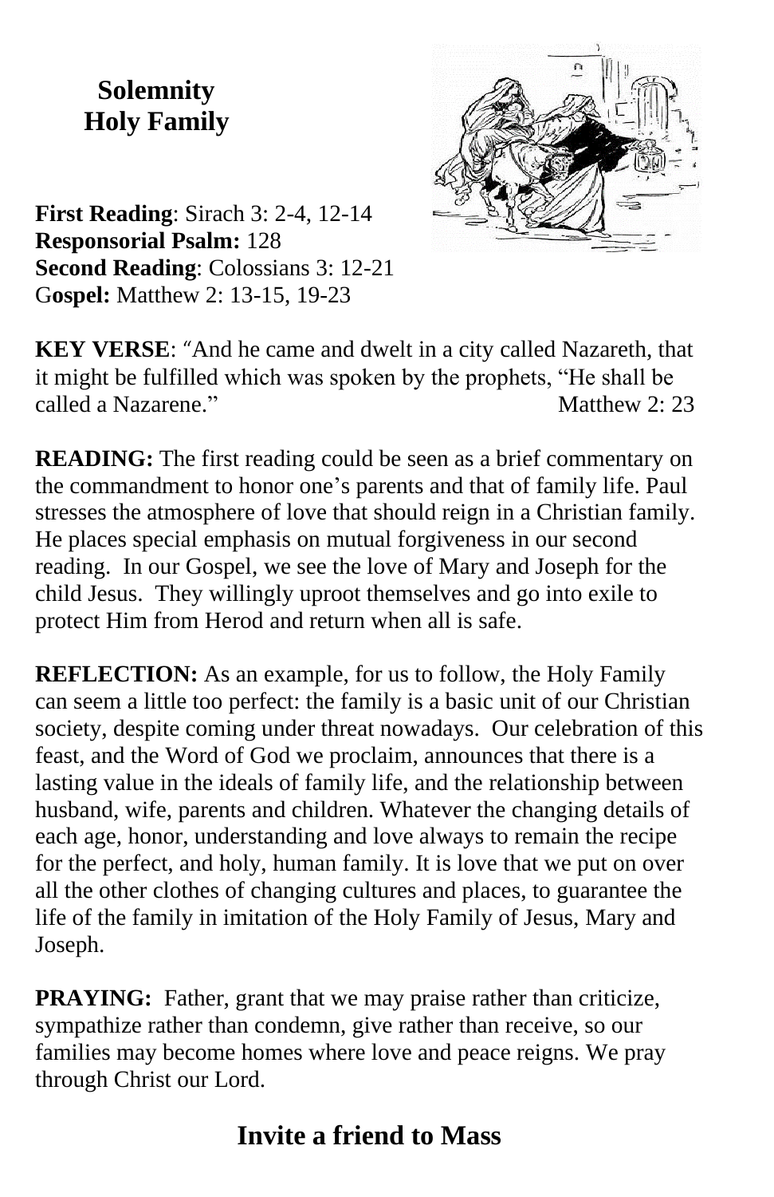## Solemnity
## Holy Family

**First Reading**: Sirach 3: 2-4, 12-14
**Responsorial Psalm:** 128
**Second Reading**: Colossians 3: 12-21
G**ospel:** Matthew 2: 13-15, 19-23

**KEY VERSE**: "And he came and dwelt in a city called Nazareth, that it might be fulfilled which was spoken by the prophets, "He shall be called a Nazarene." Matthew 2: 23

**READING:** The first reading could be seen as a brief commentary on the commandment to honor one's parents and that of family life. Paul stresses the atmosphere of love that should reign in a Christian family. He places special emphasis on mutual forgiveness in our second reading. In our Gospel, we see the love of Mary and Joseph for the child Jesus. They willingly uproot themselves and go into exile to protect Him from Herod and return when all is safe.

**REFLECTION:** As an example, for us to follow, the Holy Family can seem a little too perfect: the family is a basic unit of our Christian society, despite coming under threat nowadays. Our celebration of this feast, and the Word of God we proclaim, announces that there is a lasting value in the ideals of family life, and the relationship between husband, wife, parents and children. Whatever the changing details of each age, honor, understanding and love always to remain the recipe for the perfect, and holy, human family. It is love that we put on over all the other clothes of changing cultures and places, to guarantee the life of the family in imitation of the Holy Family of Jesus, Mary and Joseph.

**PRAYING:** Father, grant that we may praise rather than criticize, sympathize rather than condemn, give rather than receive, so our families may become homes where love and peace reigns. We pray through Christ our Lord.

## Invite a friend to Mass